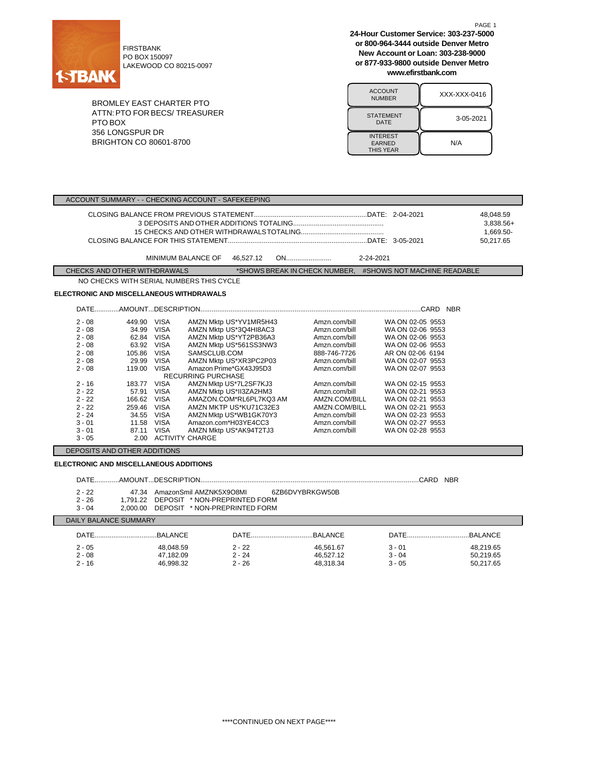FIRSTBANK
PO BOX 150097
LAKEWOOD CO 80215-0097

**24-Hour Customer Service: 303-237-5000**
**or 800-964-3444 outside Denver Metro**
**New Account or Loan: 303-238-9000**
**or 877-933-9800 outside Denver Metro**
**www.efirstbank.com**

BROMLEY EAST CHARTER PTO
ATTN: PTO FOR BECS/ TREASURER
PTO BOX
356 LONGSPUR DR
BRIGHTON CO 80601-8700

| | |
|---|---|
| ACCOUNT NUMBER | XXX-XXX-0416 |
| STATEMENT DATE | 3-05-2021 |
| INTEREST EARNED THIS YEAR | N/A |

## ACCOUNT SUMMARY - - CHECKING ACCOUNT - SAFEKEEPING

| | | |
|---|---|---|
| CLOSING BALANCE FROM PREVIOUS STATEMENT | DATE: 2-04-2021 | 48,048.59 |
| 3 DEPOSITS AND OTHER ADDITIONS TOTALING | | 3,838.56+ |
| 15 CHECKS AND OTHER WITHDRAWALS TOTALING | | 1,669.50- |
| CLOSING BALANCE FOR THIS STATEMENT | DATE: 3-05-2021 | 50,217.65 |

MINIMUM BALANCE OF 46,527.12 ON 2-24-2021

## CHECKS AND OTHER WITHDRAWALS

*SHOWS BREAK IN CHECK NUMBER, #SHOWS NOT MACHINE READABLE

NO CHECKS WITH SERIAL NUMBERS THIS CYCLE

### ELECTRONIC AND MISCELLANEOUS WITHDRAWALS

| DATE | AMOUNT | DESCRIPTION | | | CARD NBR |
|---|---|---|---|---|---|
| 2 - 08 | 449.90 | VISA | AMZN Mktp US*YV1MR5H43 | Amzn.com/bill | WA ON 02-05 9553 |
| 2 - 08 | 34.99 | VISA | AMZN Mktp US*3Q4HI8AC3 | Amzn.com/bill | WA ON 02-06 9553 |
| 2 - 08 | 62.84 | VISA | AMZN Mktp US*YT2PB36A3 | Amzn.com/bill | WA ON 02-06 9553 |
| 2 - 08 | 63.92 | VISA | AMZN Mktp US*561SS3NW3 | Amzn.com/bill | WA ON 02-06 9553 |
| 2 - 08 | 105.86 | VISA | SAMSCLUB.COM | 888-746-7726 | AR ON 02-06 6194 |
| 2 - 08 | 29.99 | VISA | AMZN Mktp US*XR3PC2P03 | Amzn.com/bill | WA ON 02-07 9553 |
| 2 - 08 | 119.00 | VISA | Amazon Prime*GX43J95D3 RECURRING PURCHASE | Amzn.com/bill | WA ON 02-07 9553 |
| 2 - 16 | 183.77 | VISA | AMZN Mktp US*7L2SF7KJ3 | Amzn.com/bill | WA ON 02-15 9553 |
| 2 - 22 | 57.91 | VISA | AMZN Mktp US*II3ZA2HM3 | Amzn.com/bill | WA ON 02-21 9553 |
| 2 - 22 | 166.62 | VISA | AMAZON.COM*RL6PL7KQ3 AM | AMZN.COM/BILL | WA ON 02-21 9553 |
| 2 - 22 | 259.46 | VISA | AMZN MKTP US*KU71C32E3 | AMZN.COM/BILL | WA ON 02-21 9553 |
| 2 - 24 | 34.55 | VISA | AMZN Mktp US*WB1GK70Y3 | Amzn.com/bill | WA ON 02-23 9553 |
| 3 - 01 | 11.58 | VISA | Amazon.com*H03YE4CC3 | Amzn.com/bill | WA ON 02-27 9553 |
| 3 - 01 | 87.11 | VISA | AMZN Mktp US*AK94T2TJ3 | Amzn.com/bill | WA ON 02-28 9553 |
| 3 - 05 | 2.00 | ACTIVITY CHARGE | | | |

## DEPOSITS AND OTHER ADDITIONS

### ELECTRONIC AND MISCELLANEOUS ADDITIONS

| DATE | AMOUNT | DESCRIPTION | CARD NBR |
|---|---|---|---|
| 2 - 22 | 47.34 | AmazonSmil AMZNK5X9O8MI 6ZB6DVYBRKGW50B | |
| 2 - 26 | 1,791.22 | DEPOSIT * NON-PREPRINTED FORM | |
| 3 - 04 | 2,000.00 | DEPOSIT * NON-PREPRINTED FORM | |

## DAILY BALANCE SUMMARY

| DATE | BALANCE | DATE | BALANCE | DATE | BALANCE |
|---|---|---|---|---|---|
| 2 - 05 | 48,048.59 | 2 - 22 | 46,561.67 | 3 - 01 | 48,219.65 |
| 2 - 08 | 47,182.09 | 2 - 24 | 46,527.12 | 3 - 04 | 50,219.65 |
| 2 - 16 | 46,998.32 | 2 - 26 | 48,318.34 | 3 - 05 | 50,217.65 |

\*\*\*\*CONTINUED ON NEXT PAGE\*\*\*\*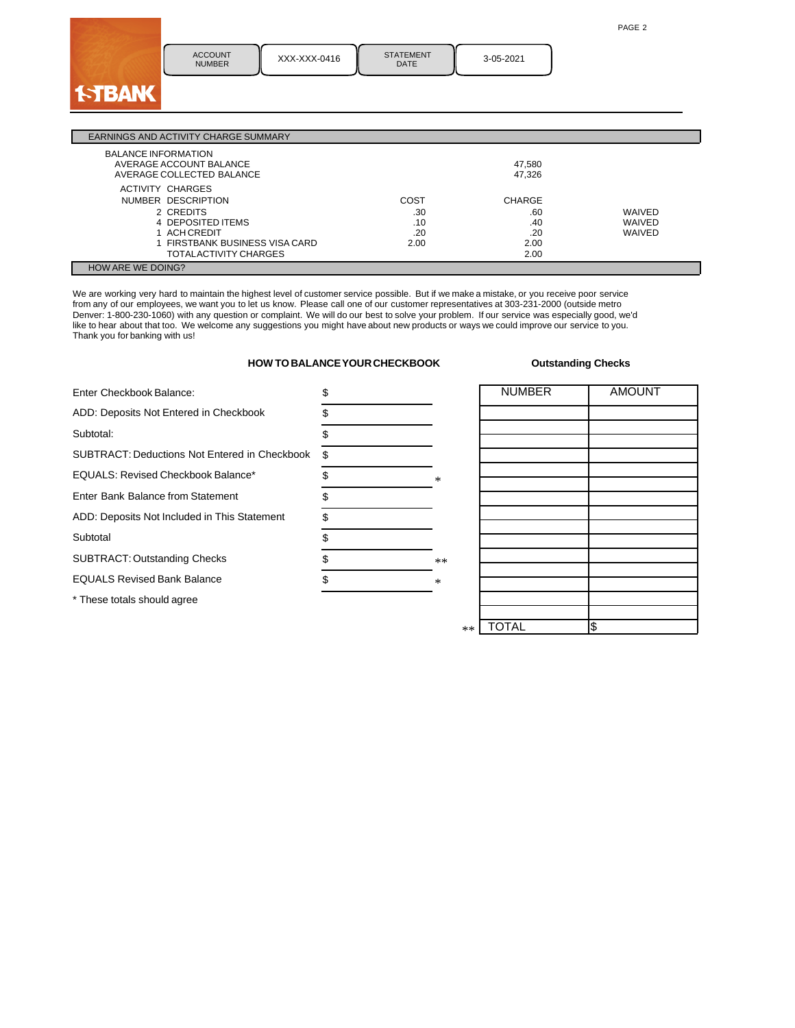1STBANK

| ACCOUNT NUMBER | XXX-XXX-0416 | STATEMENT DATE | 3-05-2021 |
|---|---|---|---|

## EARNINGS AND ACTIVITY CHARGE SUMMARY

BALANCE INFORMATION

| | |
|---|---|
| AVERAGE ACCOUNT BALANCE | 47,580 |
| AVERAGE COLLECTED BALANCE | 47,326 |

ACTIVITY CHARGES

| NUMBER | DESCRIPTION | COST | CHARGE | |
|---|---|---|---|---|
| 2 | CREDITS | .30 | .60 | WAIVED |
| 4 | DEPOSITED ITEMS | .10 | .40 | WAIVED |
| 1 | ACH CREDIT | .20 | .20 | WAIVED |
| 1 | FIRSTBANK BUSINESS VISA CARD | 2.00 | 2.00 | |
| | TOTAL ACTIVITY CHARGES | | 2.00 | |

## HOW ARE WE DOING?

We are working very hard to maintain the highest level of customer service possible. But if we make a mistake, or you receive poor service from any of our employees, we want you to let us know. Please call one of our customer representatives at 303-231-2000 (outside metro Denver: 1-800-230-1060) with any question or complaint. We will do our best to solve your problem. If our service was especially good, we'd like to hear about that too. We welcome any suggestions you might have about new products or ways we could improve our service to you. Thank you for banking with us!

### HOW TO BALANCE YOUR CHECKBOOK

| | | |
|---|---|---|
| Enter Checkbook Balance: | $ | |
| ADD: Deposits Not Entered in Checkbook | $ | |
| Subtotal: | $ | |
| SUBTRACT: Deductions Not Entered in Checkbook | $ | |
| EQUALS: Revised Checkbook Balance* | $ | * |
| Enter Bank Balance from Statement | $ | |
| ADD: Deposits Not Included in This Statement | $ | |
| Subtotal | $ | |
| SUBTRACT: Outstanding Checks | $ | ** |
| EQUALS Revised Bank Balance | $ | * |

* These totals should agree

### Outstanding Checks

| NUMBER | AMOUNT |
|---|---|
| | |
| | |
| | |
| | |
| | |
| | |
| | |
| | |
| | |
| | |
| | |
| | |
| | |
| | |
| | |
| ** TOTAL | $ |